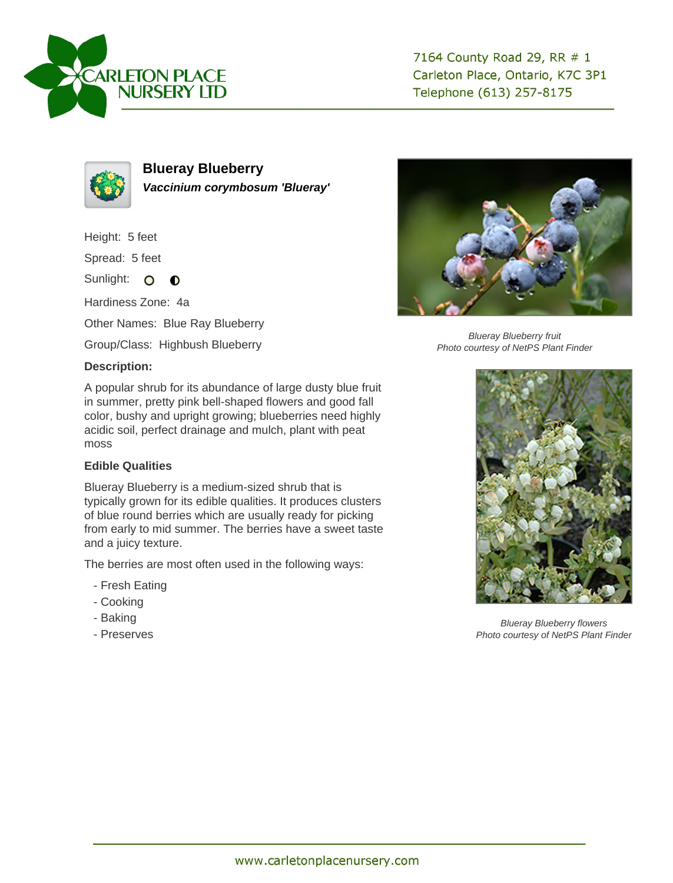CARLETON PLACE NURSERY LTD

7164 County Road 29, RR # 1
Carleton Place, Ontario, K7C 3P1
Telephone (613) 257-8175

## Blueray Blueberry

***Vaccinium corymbosum 'Blueray'***

Height: 5 feet

Spread: 5 feet

Sunlight: ○ ◐

Hardiness Zone: 4a

Other Names: Blue Ray Blueberry

Group/Class: Highbush Blueberry

**Description:**

A popular shrub for its abundance of large dusty blue fruit in summer, pretty pink bell-shaped flowers and good fall color, bushy and upright growing; blueberries need highly acidic soil, perfect drainage and mulch, plant with peat moss

**Edible Qualities**

Blueray Blueberry is a medium-sized shrub that is typically grown for its edible qualities. It produces clusters of blue round berries which are usually ready for picking from early to mid summer. The berries have a sweet taste and a juicy texture.

The berries are most often used in the following ways:

- Fresh Eating
- Cooking
- Baking
- Preserves

*Blueray Blueberry fruit*
*Photo courtesy of NetPS Plant Finder*

*Blueray Blueberry flowers*
*Photo courtesy of NetPS Plant Finder*

www.carletonplacenursery.com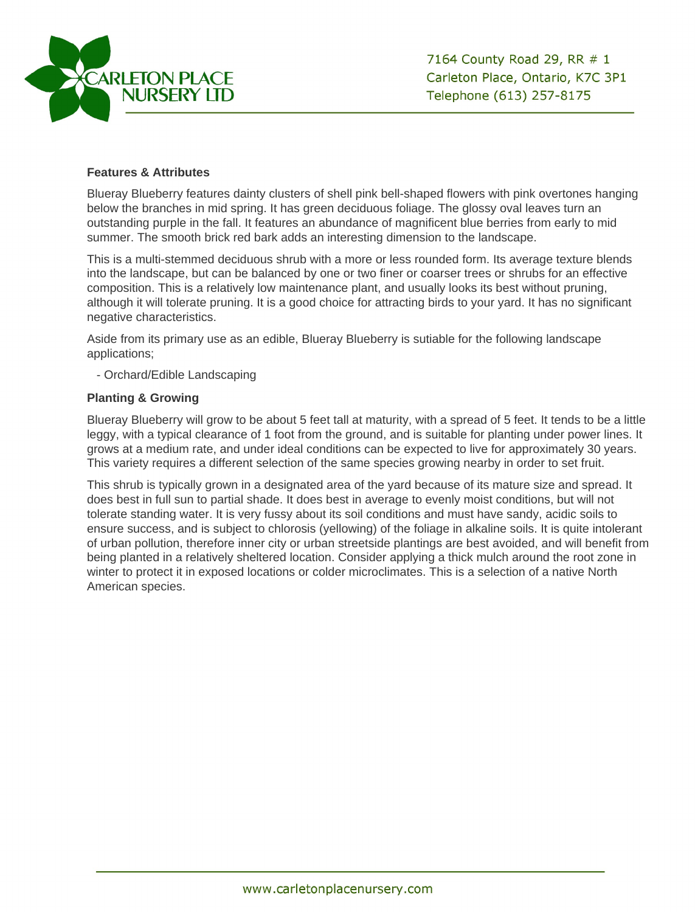### Features & Attributes

Blueray Blueberry features dainty clusters of shell pink bell-shaped flowers with pink overtones hanging below the branches in mid spring. It has green deciduous foliage. The glossy oval leaves turn an outstanding purple in the fall. It features an abundance of magnificent blue berries from early to mid summer. The smooth brick red bark adds an interesting dimension to the landscape.

This is a multi-stemmed deciduous shrub with a more or less rounded form. Its average texture blends into the landscape, but can be balanced by one or two finer or coarser trees or shrubs for an effective composition. This is a relatively low maintenance plant, and usually looks its best without pruning, although it will tolerate pruning. It is a good choice for attracting birds to your yard. It has no significant negative characteristics.

Aside from its primary use as an edible, Blueray Blueberry is sutiable for the following landscape applications;

- Orchard/Edible Landscaping

### Planting & Growing

Blueray Blueberry will grow to be about 5 feet tall at maturity, with a spread of 5 feet. It tends to be a little leggy, with a typical clearance of 1 foot from the ground, and is suitable for planting under power lines. It grows at a medium rate, and under ideal conditions can be expected to live for approximately 30 years. This variety requires a different selection of the same species growing nearby in order to set fruit.

This shrub is typically grown in a designated area of the yard because of its mature size and spread. It does best in full sun to partial shade. It does best in average to evenly moist conditions, but will not tolerate standing water. It is very fussy about its soil conditions and must have sandy, acidic soils to ensure success, and is subject to chlorosis (yellowing) of the foliage in alkaline soils. It is quite intolerant of urban pollution, therefore inner city or urban streetside plantings are best avoided, and will benefit from being planted in a relatively sheltered location. Consider applying a thick mulch around the root zone in winter to protect it in exposed locations or colder microclimates. This is a selection of a native North American species.